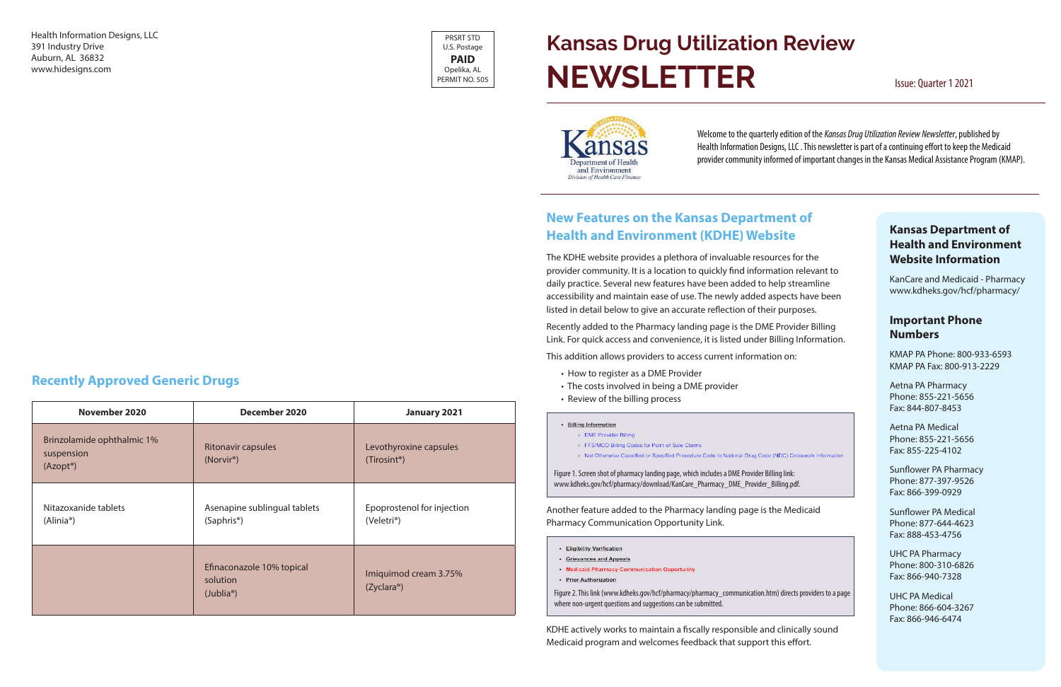Health Information Designs, LLC
391 Industry Drive
Auburn, AL 36832
www.hidesigns.com

PRSRT STD
U.S. Postage
**PAID**
Opelika, AL
PERMIT NO. 505

## Recently Approved Generic Drugs

| November 2020 | December 2020 | January 2021 |
|---|---|---|
| Brinzolamide ophthalmic 1% suspension (Azopt®) | Ritonavir capsules (Norvir®) | Levothyroxine capsules (Tirosint®) |
| Nitazoxanide tablets (Alinia®) | Asenapine sublingual tablets (Saphris®) | Epoprostenol for injection (Veletri®) |
| | Efinaconazole 10% topical solution (Jublia®) | Imiquimod cream 3.75% (Zyclara®) |

# Kansas Drug Utilization Review NEWSLETTER

Issue: Quarter 1 2021

Kansas Department of Health and Environment
Division of Health Care Finance

Welcome to the quarterly edition of the *Kansas Drug Utilization Review Newsletter*, published by Health Information Designs, LLC . This newsletter is part of a continuing effort to keep the Medicaid provider community informed of important changes in the Kansas Medical Assistance Program (KMAP).

## New Features on the Kansas Department of Health and Environment (KDHE) Website

The KDHE website provides a plethora of invaluable resources for the provider community. It is a location to quickly find information relevant to daily practice. Several new features have been added to help streamline accessibility and maintain ease of use. The newly added aspects have been listed in detail below to give an accurate reflection of their purposes.

Recently added to the Pharmacy landing page is the DME Provider Billing Link. For quick access and convenience, it is listed under Billing Information.

This addition allows providers to access current information on:

- How to register as a DME Provider
- The costs involved in being a DME provider
- Review of the billing process

- Billing Information
  - DME Provider Billing
  - FFS/MCO Billing Codes for Point of Sale Claims
  - Not Otherwise Classified or Specified Procedure Code to National Drug Code (NDC) Crosswalk Information

Figure 1. Screen shot of pharmacy landing page, which includes a DME Provider Billing link: www.kdheks.gov/hcf/pharmacy/download/KanCare_Pharmacy_DME_Provider_Billing.pdf.

Another feature added to the Pharmacy landing page is the Medicaid Pharmacy Communication Opportunity Link.

- Eligibility Verification
- Grievances and Appeals
- Medicaid Pharmacy Communication Opportunity
- Prior Authorization

Figure 2. This link (www.kdheks.gov/hcf/pharmacy/pharmacy_communication.htm) directs providers to a page where non-urgent questions and suggestions can be submitted.

KDHE actively works to maintain a fiscally responsible and clinically sound Medicaid program and welcomes feedback that support this effort.

### Kansas Department of Health and Environment Website Information

KanCare and Medicaid - Pharmacy
www.kdheks.gov/hcf/pharmacy/

### Important Phone Numbers

KMAP PA Phone: 800-933-6593
KMAP PA Fax: 800-913-2229

Aetna PA Pharmacy
Phone: 855-221-5656
Fax: 844-807-8453

Aetna PA Medical
Phone: 855-221-5656
Fax: 855-225-4102

Sunflower PA Pharmacy
Phone: 877-397-9526
Fax: 866-399-0929

Sunflower PA Medical
Phone: 877-644-4623
Fax: 888-453-4756

UHC PA Pharmacy
Phone: 800-310-6826
Fax: 866-940-7328

UHC PA Medical
Phone: 866-604-3267
Fax: 866-946-6474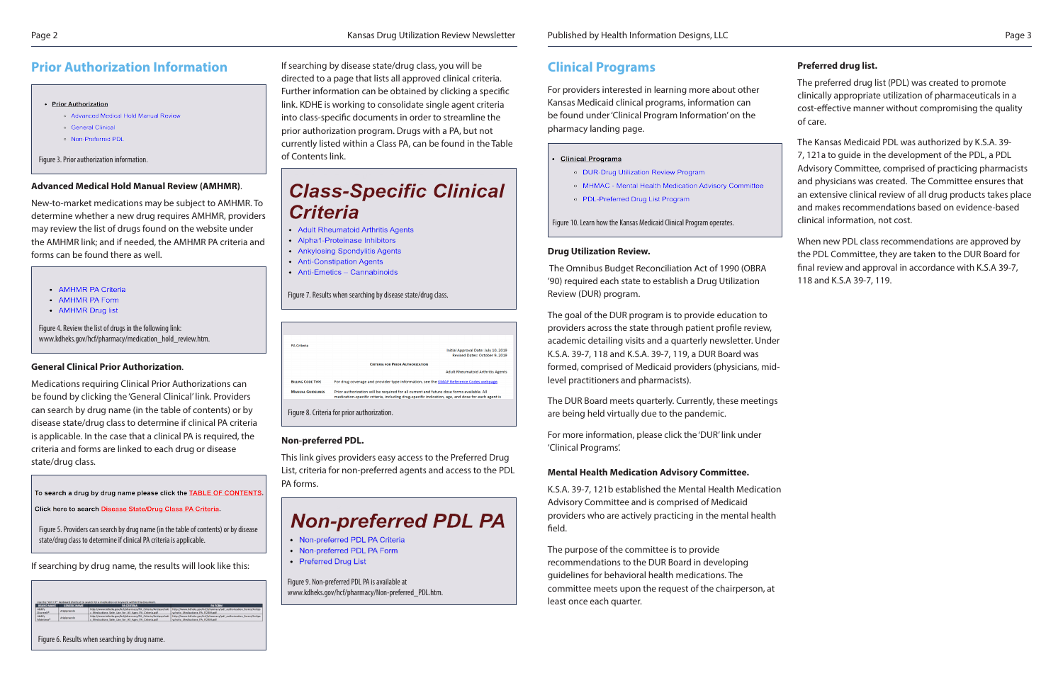## Prior Authorization Information

- Prior Authorization
  - Advanced Medical Hold Manual Review
  - General Clinical
  - Non-Preferred PDL

Figure 3. Prior authorization information.

**Advanced Medical Hold Manual Review (AMHMR)**.

New-to-market medications may be subject to AMHMR. To determine whether a new drug requires AMHMR, providers may review the list of drugs found on the website under the AMHMR link; and if needed, the AMHMR PA criteria and forms can be found there as well.

- AMHMR PA Criteria
- AMHMR PA Form
- AMHMR Drug list

Figure 4. Review the list of drugs in the following link: www.kdheks.gov/hcf/pharmacy/medication_hold_review.htm.

**General Clinical Prior Authorization**.

Medications requiring Clinical Prior Authorizations can be found by clicking the 'General Clinical' link. Providers can search by drug name (in the table of contents) or by disease state/drug class to determine if clinical PA criteria is applicable. In the case that a clinical PA is required, the criteria and forms are linked to each drug or disease state/drug class.

To search a drug by drug name please click the TABLE OF CONTENTS.

Click here to search Disease State/Drug Class PA Criteria.

Figure 5. Providers can search by drug name (in the table of contents) or by disease state/drug class to determine if clinical PA criteria is applicable.

If searching by drug name, the results will look like this:

Figure 6. Results when searching by drug name.

If searching by disease state/drug class, you will be directed to a page that lists all approved clinical criteria. Further information can be obtained by clicking a specific link. KDHE is working to consolidate single agent criteria into class-specific documents in order to streamline the prior authorization program. Drugs with a PA, but not currently listed within a Class PA, can be found in the Table of Contents link.

**Class-Specific Clinical Criteria**

- Adult Rheumatoid Arthritis Agents
- Alpha1-Proteinase Inhibitors
- Ankylosing Spondylitis Agents
- Anti-Constipation Agents
- Anti-Emetics – Cannabinoids

Figure 7. Results when searching by disease state/drug class.

PA Criteria

Initial Approval Date: July 10, 2019
Revised Dates: October 9, 2019

CRITERIA FOR PRIOR AUTHORIZATION

Adult Rheumatoid Arthritis Agents

BILLING CODE TYPE: For drug coverage and provider type information, see the KMAP Reference Codes webpage.

MANUAL GUIDELINES: Prior authorization will be required for all current and future dose forms available. All medication-specific criteria, including drug-specific indication, age, and dose for each agent is

Figure 8. Criteria for prior authorization.

**Non-preferred PDL.**

This link gives providers easy access to the Preferred Drug List, criteria for non-preferred agents and access to the PDL PA forms.

**Non-preferred PDL PA**

- Non-preferred PDL PA Criteria
- Non-preferred PDL PA Form
- Preferred Drug List

Figure 9. Non-preferred PDL PA is available at www.kdheks.gov/hcf/pharmacy/Non-preferred_PDL.htm.

## Clinical Programs

For providers interested in learning more about other Kansas Medicaid clinical programs, information can be found under 'Clinical Program Information' on the pharmacy landing page.

- Clinical Programs
  - DUR-Drug Utilization Review Program
  - MHMAC - Mental Health Medication Advisory Committee
  - PDL-Preferred Drug List Program

Figure 10. Learn how the Kansas Medicaid Clinical Program operates.

**Drug Utilization Review.**

The Omnibus Budget Reconciliation Act of 1990 (OBRA '90) required each state to establish a Drug Utilization Review (DUR) program.

The goal of the DUR program is to provide education to providers across the state through patient profile review, academic detailing visits and a quarterly newsletter. Under K.S.A. 39-7, 118 and K.S.A. 39-7, 119, a DUR Board was formed, comprised of Medicaid providers (physicians, mid-level practitioners and pharmacists).

The DUR Board meets quarterly. Currently, these meetings are being held virtually due to the pandemic.

For more information, please click the 'DUR' link under 'Clinical Programs'.

**Mental Health Medication Advisory Committee.**

K.S.A. 39-7, 121b established the Mental Health Medication Advisory Committee and is comprised of Medicaid providers who are actively practicing in the mental health field.

The purpose of the committee is to provide recommendations to the DUR Board in developing guidelines for behavioral health medications. The committee meets upon the request of the chairperson, at least once each quarter.

**Preferred drug list.**

The preferred drug list (PDL) was created to promote clinically appropriate utilization of pharmaceuticals in a cost-effective manner without compromising the quality of care.

The Kansas Medicaid PDL was authorized by K.S.A. 39-7, 121a to guide in the development of the PDL, a PDL Advisory Committee, comprised of practicing pharmacists and physicians was created. The Committee ensures that an extensive clinical review of all drug products takes place and makes recommendations based on evidence-based clinical information, not cost.

When new PDL class recommendations are approved by the PDL Committee, they are taken to the DUR Board for final review and approval in accordance with K.S.A 39-7, 118 and K.S.A 39-7, 119.